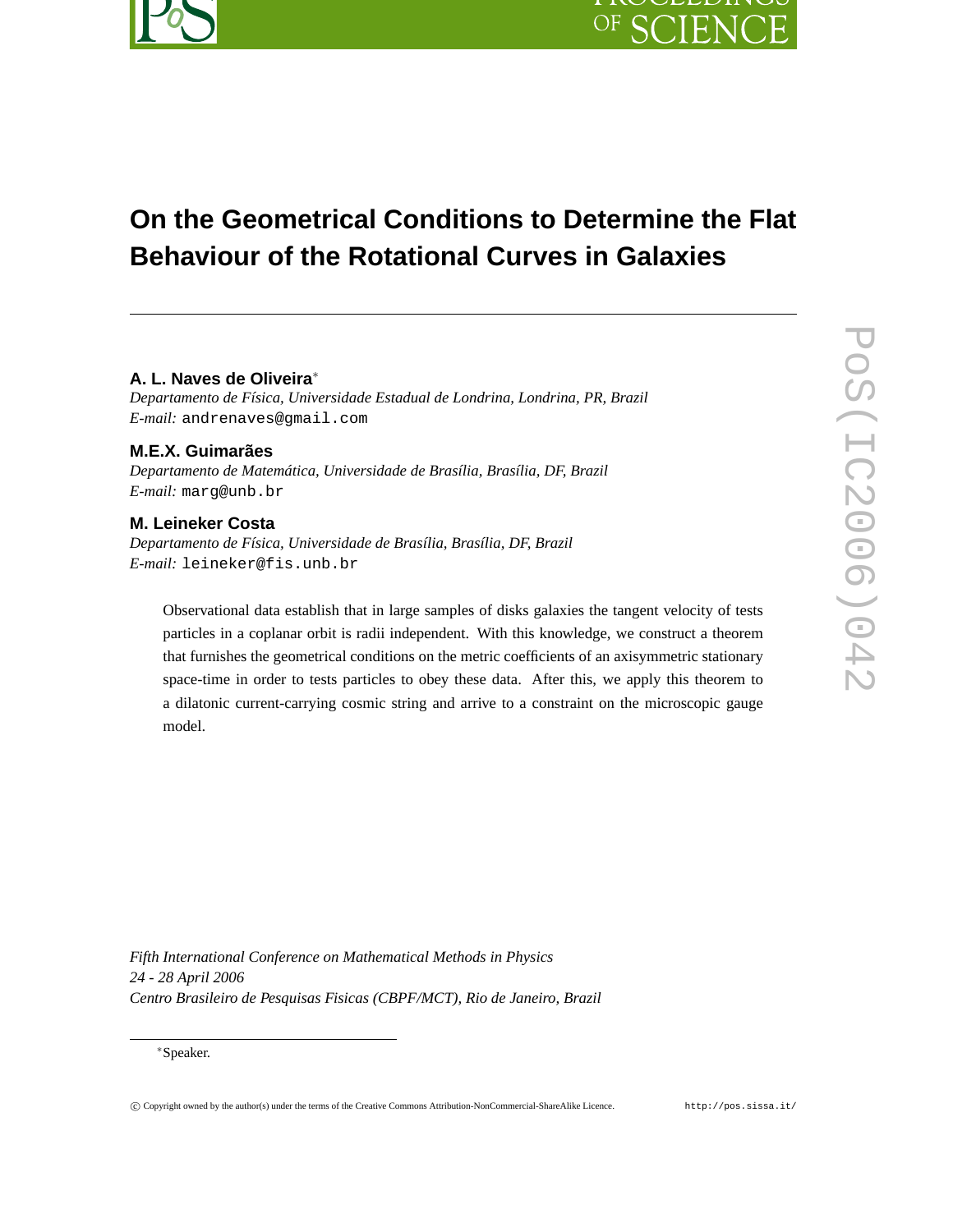# On the Geometrical Conditions to Determine the Flat Behaviour of the Rotational Curves in Galaxies

**A. L. Naves de Oliveira***
*Departamento de Física, Universidade Estadual de Londrina, Londrina, PR, Brazil*
*E-mail:* andrenaves@gmail.com

**M.E.X. Guimarães**
*Departamento de Matemática, Universidade de Brasília, Brasília, DF, Brazil*
*E-mail:* marg@unb.br

**M. Leineker Costa**
*Departamento de Física, Universidade de Brasília, Brasília, DF, Brazil*
*E-mail:* leineker@fis.unb.br

Observational data establish that in large samples of disks galaxies the tangent velocity of tests particles in a coplanar orbit is radii independent. With this knowledge, we construct a theorem that furnishes the geometrical conditions on the metric coefficients of an axisymmetric stationary space-time in order to tests particles to obey these data. After this, we apply this theorem to a dilatonic current-carrying cosmic string and arrive to a constraint on the microscopic gauge model.

*Fifth International Conference on Mathematical Methods in Physics*
*24 - 28 April 2006*
*Centro Brasileiro de Pesquisas Fisicas (CBPF/MCT), Rio de Janeiro, Brazil*

*Speaker.

© Copyright owned by the author(s) under the terms of the Creative Commons Attribution-NonCommercial-ShareAlike Licence. http://pos.sissa.it/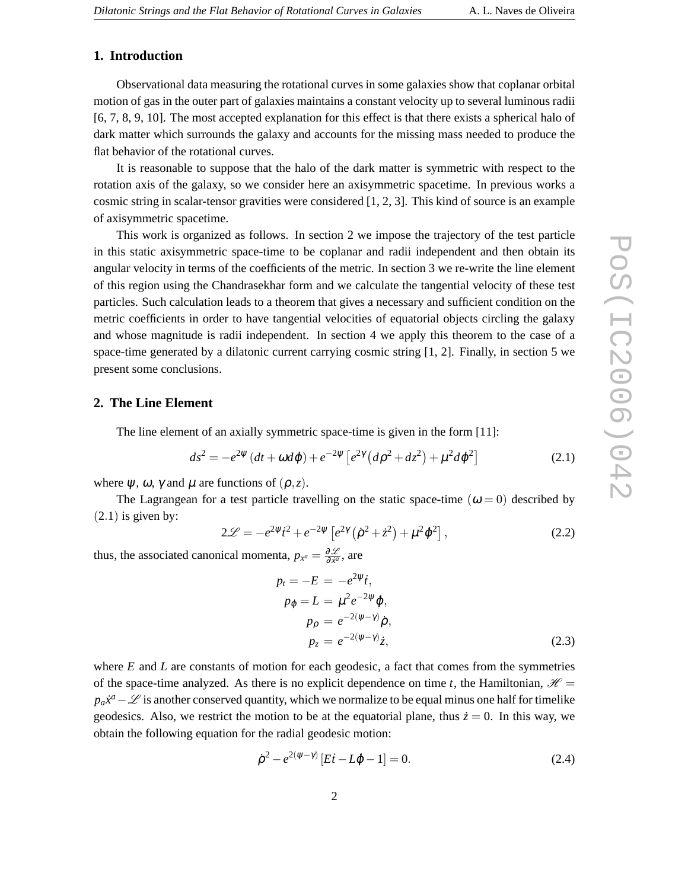## 1. Introduction

Observational data measuring the rotational curves in some galaxies show that coplanar orbital motion of gas in the outer part of galaxies maintains a constant velocity up to several luminous radii [6, 7, 8, 9, 10]. The most accepted explanation for this effect is that there exists a spherical halo of dark matter which surrounds the galaxy and accounts for the missing mass needed to produce the flat behavior of the rotational curves.

It is reasonable to suppose that the halo of the dark matter is symmetric with respect to the rotation axis of the galaxy, so we consider here an axisymmetric spacetime. In previous works a cosmic string in scalar-tensor gravities were considered [1, 2, 3]. This kind of source is an example of axisymmetric spacetime.

This work is organized as follows. In section 2 we impose the trajectory of the test particle in this static axisymmetric space-time to be coplanar and radii independent and then obtain its angular velocity in terms of the coefficients of the metric. In section 3 we re-write the line element of this region using the Chandrasekhar form and we calculate the tangential velocity of these test particles. Such calculation leads to a theorem that gives a necessary and sufficient condition on the metric coefficients in order to have tangential velocities of equatorial objects circling the galaxy and whose magnitude is radii independent. In section 4 we apply this theorem to the case of a space-time generated by a dilatonic current carrying cosmic string [1, 2]. Finally, in section 5 we present some conclusions.

## 2. The Line Element

The line element of an axially symmetric space-time is given in the form [11]:

$$ds^2 = -e^{2\psi}\,(dt + \omega d\varphi) + e^{-2\psi}\left[e^{2\gamma}\left(d\rho^2 + dz^2\right) + \mu^2 d\varphi^2\right] \tag{2.1}$$

where $\psi$, $\omega$, $\gamma$ and $\mu$ are functions of $(\rho, z)$.

The Lagrangean for a test particle travelling on the static space-time $(\omega = 0)$ described by $(2.1)$ is given by:

$$2\mathscr{L} = -e^{2\psi}\dot{t}^2 + e^{-2\psi}\left[e^{2\gamma}\left(\dot{\rho}^2 + \dot{z}^2\right) + \mu^2\dot{\varphi}^2\right], \tag{2.2}$$

thus, the associated canonical momenta, $p_{x^a} = \frac{\partial \mathscr{L}}{\partial \dot{x}^a}$, are

$$\begin{aligned}
p_t = -E &= -e^{2\psi}\dot{t}, \\
p_\varphi = L &= \mu^2 e^{-2\psi}\dot{\varphi}, \\
p_\rho &= e^{-2(\psi-\gamma)}\dot{\rho}, \\
p_z &= e^{-2(\psi-\gamma)}\dot{z},
\end{aligned} \tag{2.3}$$

where $E$ and $L$ are constants of motion for each geodesic, a fact that comes from the symmetries of the space-time analyzed. As there is no explicit dependence on time $t$, the Hamiltonian, $\mathscr{H} = p_a\dot{x}^a - \mathscr{L}$ is another conserved quantity, which we normalize to be equal minus one half for timelike geodesics. Also, we restrict the motion to be at the equatorial plane, thus $\dot{z} = 0$. In this way, we obtain the following equation for the radial geodesic motion:

$$\dot{\rho}^2 - e^{2(\psi-\gamma)}\left[E\dot{t} - L\dot{\varphi} - 1\right] = 0. \tag{2.4}$$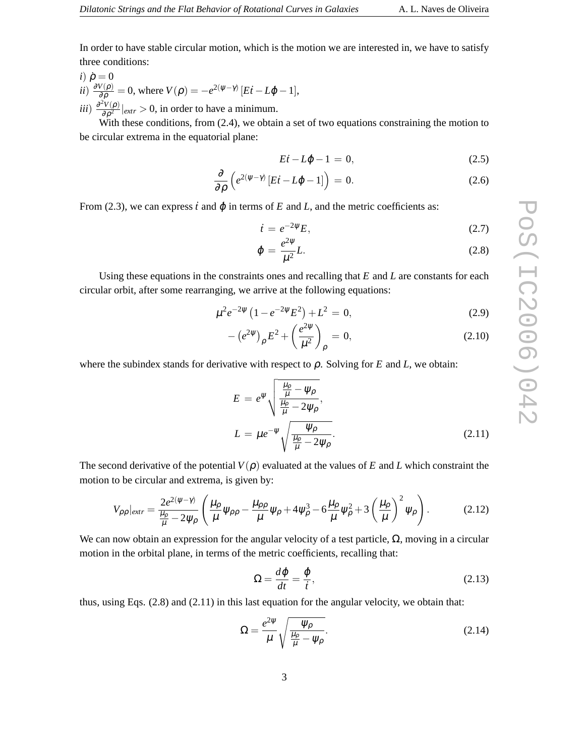In order to have stable circular motion, which is the motion we are interested in, we have to satisfy three conditions:

$i)$ $\dot{\rho} = 0$

$ii)$ $\frac{\partial V(\rho)}{\partial \rho} = 0$, where $V(\rho) = -e^{2(\psi-\gamma)}\left[E\dot{t} - L\dot{\varphi} - 1\right]$,

$iii)$ $\frac{\partial^2 V(\rho)}{\partial \rho^2}|_{extr} > 0$, in order to have a minimum.

With these conditions, from (2.4), we obtain a set of two equations constraining the motion to be circular extrema in the equatorial plane:

$$E\dot{t} - L\dot{\varphi} - 1 \, = \, 0, \tag{2.5}$$

$$\frac{\partial}{\partial \rho}\left(e^{2(\psi-\gamma)}\left[E\dot{t} - L\dot{\varphi} - 1\right]\right) \, = \, 0. \tag{2.6}$$

From (2.3), we can express $\dot{t}$ and $\dot{\varphi}$ in terms of $E$ and $L$, and the metric coefficients as:

$$\dot{t} \, = \, e^{-2\psi}E, \tag{2.7}$$

$$\dot{\varphi} \, = \, \frac{e^{2\psi}}{\mu^2}L. \tag{2.8}$$

Using these equations in the constraints ones and recalling that $E$ and $L$ are constants for each circular orbit, after some rearranging, we arrive at the following equations:

$$\mu^2 e^{-2\psi}\left(1 - e^{-2\psi}E^2\right) + L^2 \, = \, 0, \tag{2.9}$$

$$-\left(e^{2\psi}\right)_\rho E^2 + \left(\frac{e^{2\psi}}{\mu^2}\right)_\rho \, = \, 0, \tag{2.10}$$

where the subindex stands for derivative with respect to $\rho$. Solving for $E$ and $L$, we obtain:

$$E \, = \, e^{\psi}\sqrt{\frac{\frac{\mu_\rho}{\mu} - \psi_\rho}{\frac{\mu_\rho}{\mu} - 2\psi_\rho}},$$

$$L \, = \, \mu e^{-\psi}\sqrt{\frac{\psi_\rho}{\frac{\mu_\rho}{\mu} - 2\psi_\rho}}. \tag{2.11}$$

The second derivative of the potential $V(\rho)$ evaluated at the values of $E$ and $L$ which constraint the motion to be circular and extrema, is given by:

$$V_{\rho\rho}|_{extr} = \frac{2e^{2(\psi-\gamma)}}{\frac{\mu_\rho}{\mu} - 2\psi_\rho}\left(\frac{\mu_\rho}{\mu}\psi_{\rho\rho} - \frac{\mu_{\rho\rho}}{\mu}\psi_\rho + 4\psi_\rho^3 - 6\frac{\mu_\rho}{\mu}\psi_\rho^2 + 3\left(\frac{\mu_\rho}{\mu}\right)^2\psi_\rho\right). \tag{2.12}$$

We can now obtain an expression for the angular velocity of a test particle, $\Omega$, moving in a circular motion in the orbital plane, in terms of the metric coefficients, recalling that:

$$\Omega = \frac{d\varphi}{dt} = \frac{\dot{\varphi}}{\dot{t}}, \tag{2.13}$$

thus, using Eqs. (2.8) and (2.11) in this last equation for the angular velocity, we obtain that:

$$\Omega = \frac{e^{2\psi}}{\mu}\sqrt{\frac{\psi_\rho}{\frac{\mu_\rho}{\mu} - \psi_\rho}}. \tag{2.14}$$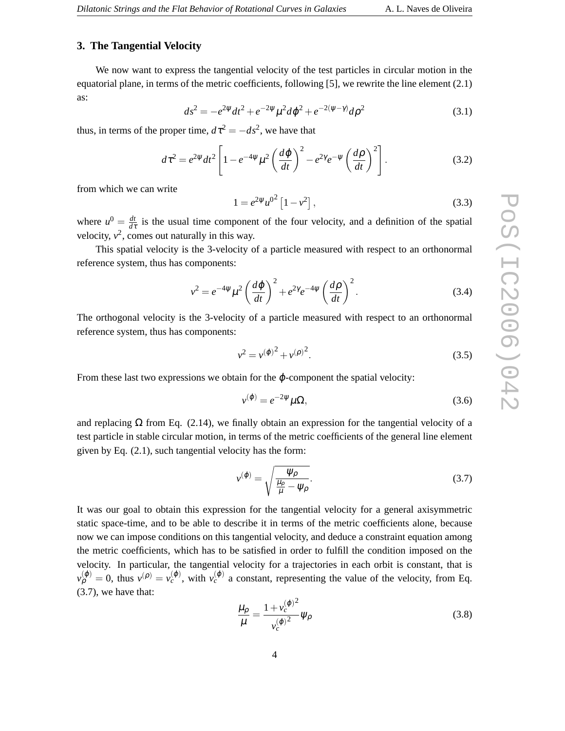## 3. The Tangential Velocity

We now want to express the tangential velocity of the test particles in circular motion in the equatorial plane, in terms of the metric coefficients, following [5], we rewrite the line element (2.1) as:

$$ds^2 = -e^{2\psi}dt^2 + e^{-2\psi}\mu^2 d\varphi^2 + e^{-2(\psi-\gamma)}d\rho^2 \tag{3.1}$$

thus, in terms of the proper time, $d\tau^2 = -ds^2$, we have that

$$d\tau^2 = e^{2\psi}dt^2\left[1 - e^{-4\psi}\mu^2\left(\frac{d\varphi}{dt}\right)^2 - e^{2\gamma}e^{-\psi}\left(\frac{d\rho}{dt}\right)^2\right]. \tag{3.2}$$

from which we can write

$$1 = e^{2\psi}{u^0}^2\left[1 - v^2\right], \tag{3.3}$$

where $u^0 = \frac{dt}{d\tau}$ is the usual time component of the four velocity, and a definition of the spatial velocity, $v^2$, comes out naturally in this way.

This spatial velocity is the 3-velocity of a particle measured with respect to an orthonormal reference system, thus has components:

$$v^2 = e^{-4\psi}\mu^2\left(\frac{d\varphi}{dt}\right)^2 + e^{2\gamma}e^{-4\psi}\left(\frac{d\rho}{dt}\right)^2. \tag{3.4}$$

The orthogonal velocity is the 3-velocity of a particle measured with respect to an orthonormal reference system, thus has components:

$$v^2 = {v^{(\varphi)}}^2 + {v^{(\rho)}}^2. \tag{3.5}$$

From these last two expressions we obtain for the $\varphi$-component the spatial velocity:

$$v^{(\varphi)} = e^{-2\psi}\mu\Omega, \tag{3.6}$$

and replacing $\Omega$ from Eq. (2.14), we finally obtain an expression for the tangential velocity of a test particle in stable circular motion, in terms of the metric coefficients of the general line element given by Eq. (2.1), such tangential velocity has the form:

$$v^{(\varphi)} = \sqrt{\frac{\psi_\rho}{\frac{\mu_\rho}{\mu} - \psi_\rho}}. \tag{3.7}$$

It was our goal to obtain this expression for the tangential velocity for a general axisymmetric static space-time, and to be able to describe it in terms of the metric coefficients alone, because now we can impose conditions on this tangential velocity, and deduce a constraint equation among the metric coefficients, which has to be satisfied in order to fulfill the condition imposed on the velocity. In particular, the tangential velocity for a trajectories in each orbit is constant, that is $v^{(\varphi)}_\rho = 0$, thus $v^{(\rho)} = v^{(\varphi)}_c$, with $v^{(\varphi)}_c$ a constant, representing the value of the velocity, from Eq. (3.7), we have that:

$$\frac{\mu_\rho}{\mu} = \frac{1 + {v_c^{(\varphi)}}^2}{{v_c^{(\varphi)}}^2}\psi_\rho \tag{3.8}$$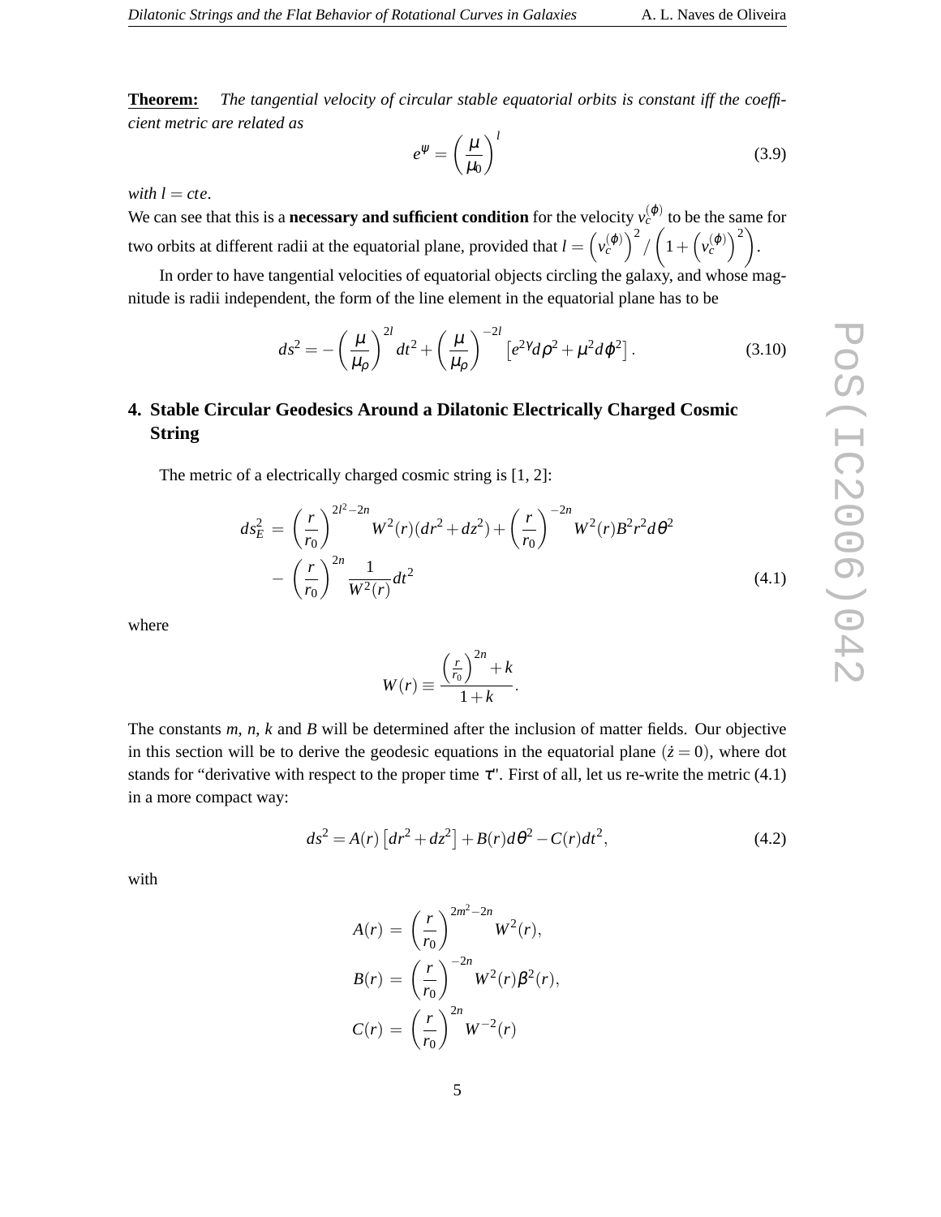**Theorem:** *The tangential velocity of circular stable equatorial orbits is constant iff the coefficient metric are related as*

$$e^{\psi} = \left(\frac{\mu}{\mu_0}\right)^{l} \tag{3.9}$$

*with $l = cte$.*

We can see that this is a **necessary and sufficient condition** for the velocity $v_c^{(\varphi)}$ to be the same for two orbits at different radii at the equatorial plane, provided that $l = \left(v_c^{(\varphi)}\right)^2 / \left(1 + \left(v_c^{(\varphi)}\right)^2\right)$.

In order to have tangential velocities of equatorial objects circling the galaxy, and whose magnitude is radii independent, the form of the line element in the equatorial plane has to be

$$ds^2 = -\left(\frac{\mu}{\mu_\rho}\right)^{2l} dt^2 + \left(\frac{\mu}{\mu_\rho}\right)^{-2l} \left[e^{2\gamma} d\rho^2 + \mu^2 d\varphi^2\right]. \tag{3.10}$$

## 4. Stable Circular Geodesics Around a Dilatonic Electrically Charged Cosmic String

The metric of a electrically charged cosmic string is [1, 2]:

$$\begin{aligned} ds_E^2 \;=\; & \left(\frac{r}{r_0}\right)^{2l^2-2n} W^2(r)(dr^2+dz^2) + \left(\frac{r}{r_0}\right)^{-2n} W^2(r) B^2 r^2 d\theta^2 \\ & - \left(\frac{r}{r_0}\right)^{2n} \frac{1}{W^2(r)} dt^2 \end{aligned} \tag{4.1}$$

where

$$W(r) \equiv \frac{\left(\frac{r}{r_0}\right)^{2n} + k}{1+k}.$$

The constants $m$, $n$, $k$ and $B$ will be determined after the inclusion of matter fields. Our objective in this section will be to derive the geodesic equations in the equatorial plane ($\dot{z} = 0$), where dot stands for "derivative with respect to the proper time $\tau$". First of all, let us re-write the metric (4.1) in a more compact way:

$$ds^2 = A(r)\left[dr^2 + dz^2\right] + B(r) d\theta^2 - C(r) dt^2, \tag{4.2}$$

with

$$\begin{aligned} A(r) \;&=\; \left(\frac{r}{r_0}\right)^{2m^2-2n} W^2(r), \\ B(r) \;&=\; \left(\frac{r}{r_0}\right)^{-2n} W^2(r) \beta^2(r), \\ C(r) \;&=\; \left(\frac{r}{r_0}\right)^{2n} W^{-2}(r) \end{aligned}$$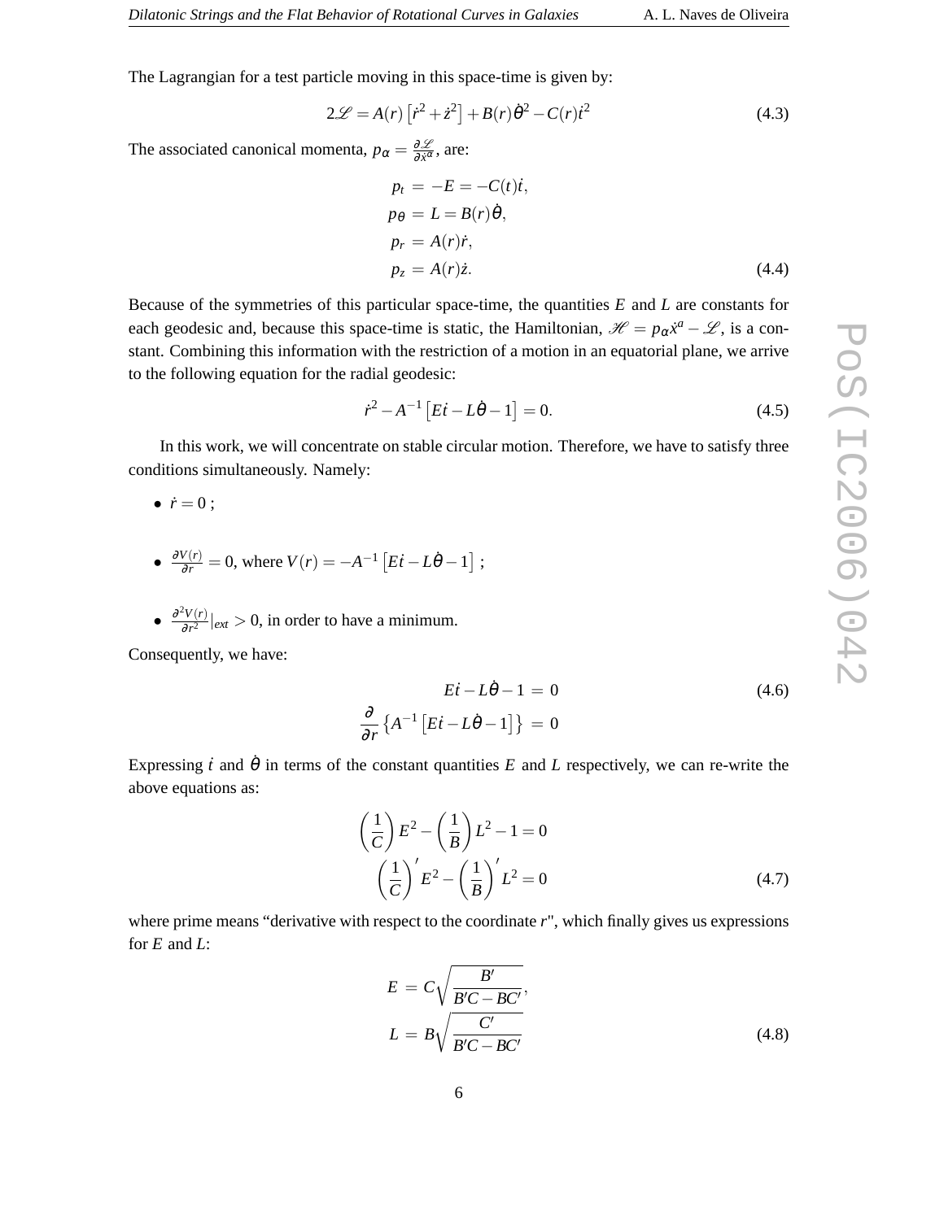The Lagrangian for a test particle moving in this space-time is given by:

$$2\mathscr{L} = A(r)\left[\dot{r}^2 + \dot{z}^2\right] + B(r)\dot{\theta}^2 - C(r)\dot{t}^2 \tag{4.3}$$

The associated canonical momenta, $p_\alpha = \frac{\partial \mathscr{L}}{\partial \dot{x}^\alpha}$, are:

$$\begin{aligned}
p_t &= -E = -C(t)\dot{t}, \\
p_\theta &= L = B(r)\dot{\theta}, \\
p_r &= A(r)\dot{r}, \\
p_z &= A(r)\dot{z}.
\end{aligned} \tag{4.4}$$

Because of the symmetries of this particular space-time, the quantities $E$ and $L$ are constants for each geodesic and, because this space-time is static, the Hamiltonian, $\mathscr{H} = p_\alpha \dot{x}^a - \mathscr{L}$, is a constant. Combining this information with the restriction of a motion in an equatorial plane, we arrive to the following equation for the radial geodesic:

$$\dot{r}^2 - A^{-1}\left[E\dot{t} - L\dot{\theta} - 1\right] = 0. \tag{4.5}$$

In this work, we will concentrate on stable circular motion. Therefore, we have to satisfy three conditions simultaneously. Namely:

- $\dot{r} = 0$ ;
- $\frac{\partial V(r)}{\partial r} = 0$, where $V(r) = -A^{-1}\left[E\dot{t} - L\dot{\theta} - 1\right]$ ;
- $\frac{\partial^2 V(r)}{\partial r^2}|_{ext} > 0$, in order to have a minimum.

Consequently, we have:

$$\begin{aligned}
E\dot{t} - L\dot{\theta} - 1 &= 0 \\
\frac{\partial}{\partial r}\left\{A^{-1}\left[E\dot{t} - L\dot{\theta} - 1\right]\right\} &= 0
\end{aligned} \tag{4.6}$$

Expressing $\dot{t}$ and $\dot{\theta}$ in terms of the constant quantities $E$ and $L$ respectively, we can re-write the above equations as:

$$\begin{aligned}
\left(\frac{1}{C}\right)E^2 - \left(\frac{1}{B}\right)L^2 - 1 = 0 \\
\left(\frac{1}{C}\right)' E^2 - \left(\frac{1}{B}\right)' L^2 = 0
\end{aligned} \tag{4.7}$$

where prime means "derivative with respect to the coordinate $r$", which finally gives us expressions for $E$ and $L$:

$$\begin{aligned}
E &= C\sqrt{\frac{B'}{B'C - BC'}}, \\
L &= B\sqrt{\frac{C'}{B'C - BC'}}
\end{aligned} \tag{4.8}$$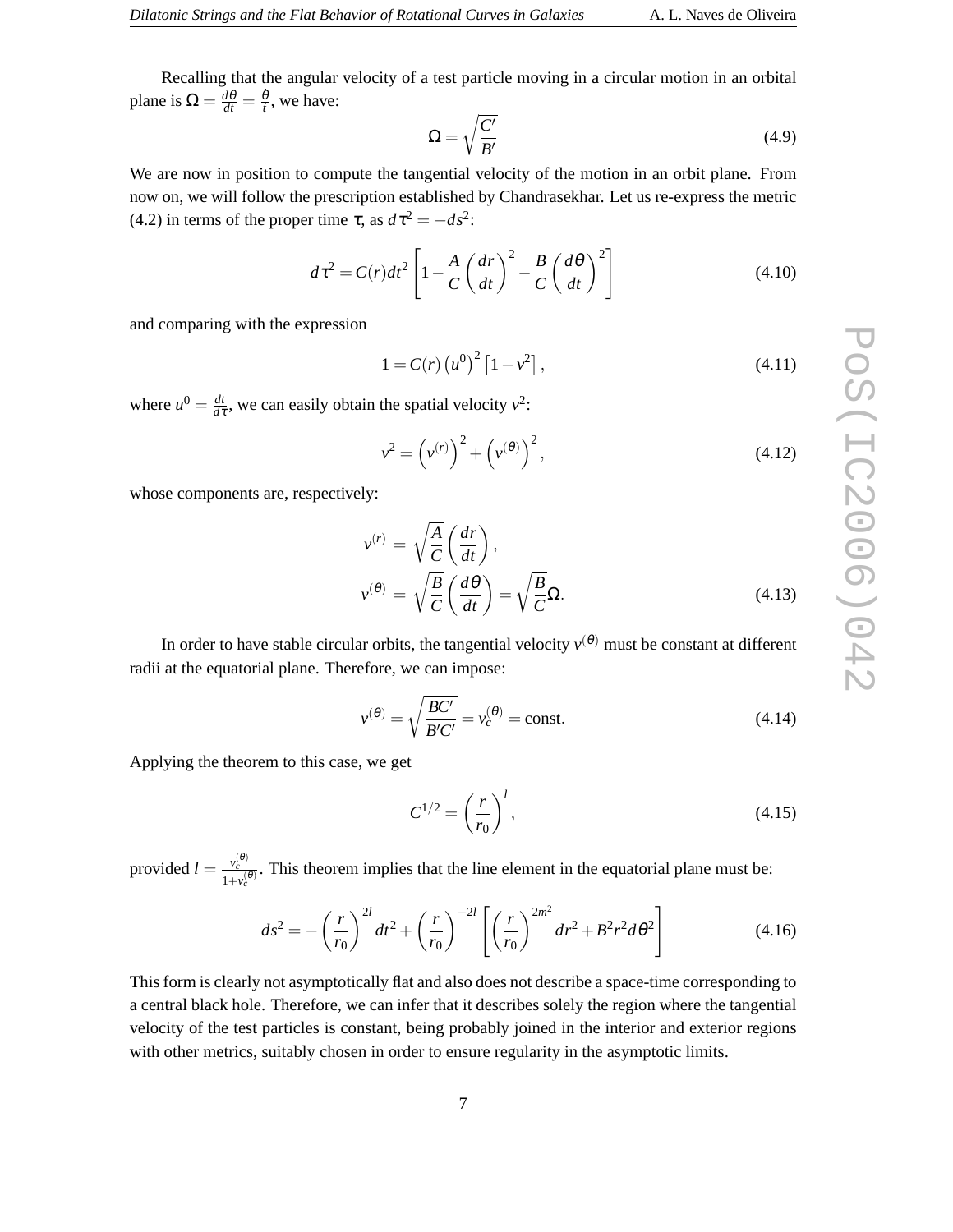Recalling that the angular velocity of a test particle moving in a circular motion in an orbital plane is $\Omega = \frac{d\theta}{dt} = \frac{\dot{\theta}}{\dot{t}}$, we have:

$$\Omega = \sqrt{\frac{C'}{B'}} \tag{4.9}$$

We are now in position to compute the tangential velocity of the motion in an orbit plane. From now on, we will follow the prescription established by Chandrasekhar. Let us re-express the metric (4.2) in terms of the proper time $\tau$, as $d\tau^2 = -ds^2$:

$$d\tau^2 = C(r)dt^2\left[1 - \frac{A}{C}\left(\frac{dr}{dt}\right)^2 - \frac{B}{C}\left(\frac{d\theta}{dt}\right)^2\right] \tag{4.10}$$

and comparing with the expression

$$1 = C(r)\left(u^0\right)^2\left[1 - v^2\right], \tag{4.11}$$

where $u^0 = \frac{dt}{d\tau}$, we can easily obtain the spatial velocity $v^2$:

$$v^2 = \left(v^{(r)}\right)^2 + \left(v^{(\theta)}\right)^2, \tag{4.12}$$

whose components are, respectively:

$$\begin{aligned}
v^{(r)} &= \sqrt{\frac{A}{C}}\left(\frac{dr}{dt}\right), \\
v^{(\theta)} &= \sqrt{\frac{B}{C}}\left(\frac{d\theta}{dt}\right) = \sqrt{\frac{B}{C}}\Omega.
\end{aligned} \tag{4.13}$$

In order to have stable circular orbits, the tangential velocity $v^{(\theta)}$ must be constant at different radii at the equatorial plane. Therefore, we can impose:

$$v^{(\theta)} = \sqrt{\frac{BC'}{B'C'}} = v_c^{(\theta)} = \text{const.} \tag{4.14}$$

Applying the theorem to this case, we get

$$C^{1/2} = \left(\frac{r}{r_0}\right)^l, \tag{4.15}$$

provided $l = \frac{v_c^{(\theta)}}{1+v_c^{(\theta)}}$. This theorem implies that the line element in the equatorial plane must be:

$$ds^2 = -\left(\frac{r}{r_0}\right)^{2l}dt^2 + \left(\frac{r}{r_0}\right)^{-2l}\left[\left(\frac{r}{r_0}\right)^{2m^2}dr^2 + B^2r^2d\theta^2\right] \tag{4.16}$$

This form is clearly not asymptotically flat and also does not describe a space-time corresponding to a central black hole. Therefore, we can infer that it describes solely the region where the tangential velocity of the test particles is constant, being probably joined in the interior and exterior regions with other metrics, suitably chosen in order to ensure regularity in the asymptotic limits.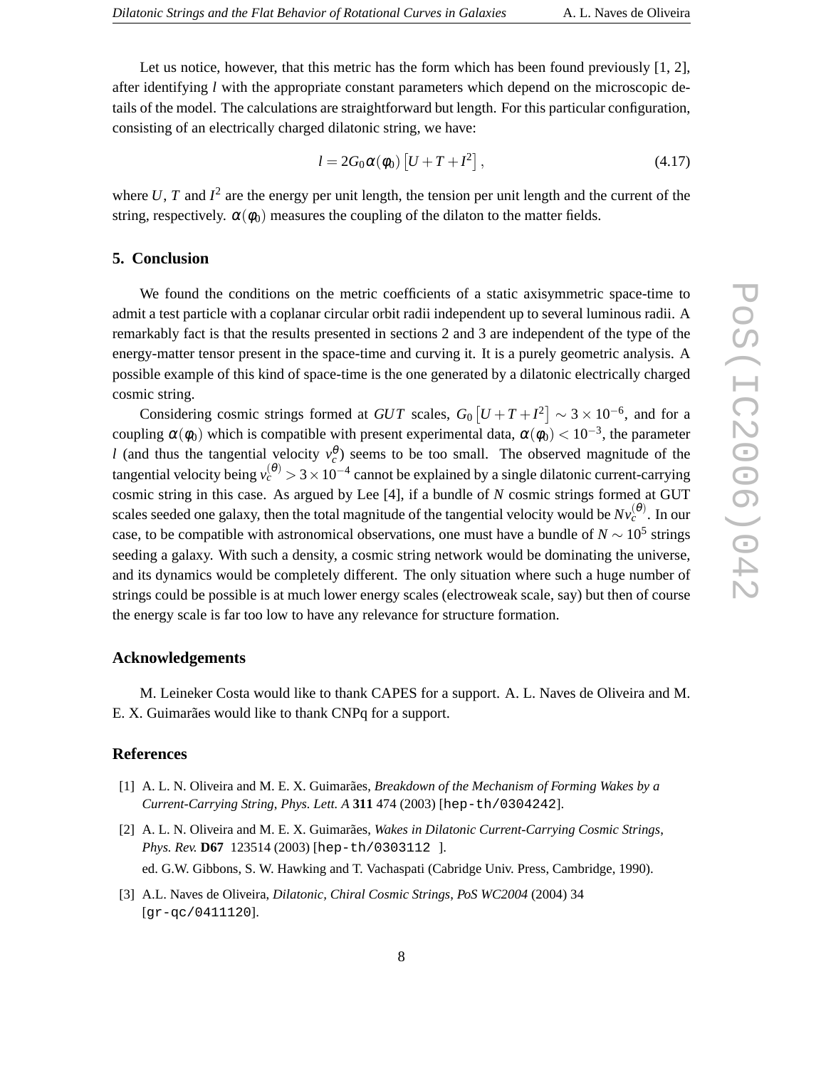Let us notice, however, that this metric has the form which has been found previously [1, 2], after identifying $l$ with the appropriate constant parameters which depend on the microscopic details of the model. The calculations are straightforward but length. For this particular configuration, consisting of an electrically charged dilatonic string, we have:

$$l = 2G_0\alpha(\phi_0)\left[U + T + I^2\right], \tag{4.17}$$

where $U$, $T$ and $I^2$ are the energy per unit length, the tension per unit length and the current of the string, respectively. $\alpha(\phi_0)$ measures the coupling of the dilaton to the matter fields.

## 5. Conclusion

We found the conditions on the metric coefficients of a static axisymmetric space-time to admit a test particle with a coplanar circular orbit radii independent up to several luminous radii. A remarkably fact is that the results presented in sections 2 and 3 are independent of the type of the energy-matter tensor present in the space-time and curving it. It is a purely geometric analysis. A possible example of this kind of space-time is the one generated by a dilatonic electrically charged cosmic string.

Considering cosmic strings formed at *GUT* scales, $G_0\left[U + T + I^2\right] \sim 3\times 10^{-6}$, and for a coupling $\alpha(\phi_0)$ which is compatible with present experimental data, $\alpha(\phi_0) < 10^{-3}$, the parameter $l$ (and thus the tangential velocity $v_c^{\theta}$) seems to be too small. The observed magnitude of the tangential velocity being $v_c^{(\theta)} > 3\times 10^{-4}$ cannot be explained by a single dilatonic current-carrying cosmic string in this case. As argued by Lee [4], if a bundle of $N$ cosmic strings formed at GUT scales seeded one galaxy, then the total magnitude of the tangential velocity would be $Nv_c^{(\theta)}$. In our case, to be compatible with astronomical observations, one must have a bundle of $N \sim 10^5$ strings seeding a galaxy. With such a density, a cosmic string network would be dominating the universe, and its dynamics would be completely different. The only situation where such a huge number of strings could be possible is at much lower energy scales (electroweak scale, say) but then of course the energy scale is far too low to have any relevance for structure formation.

### Acknowledgements

M. Leineker Costa would like to thank CAPES for a support. A. L. Naves de Oliveira and M. E. X. Guimarães would like to thank CNPq for a support.

### References

[1] A. L. N. Oliveira and M. E. X. Guimarães, *Breakdown of the Mechanism of Forming Wakes by a Current-Carrying String*, *Phys. Lett. A* **311** 474 (2003) [hep-th/0304242].

[2] A. L. N. Oliveira and M. E. X. Guimarães, *Wakes in Dilatonic Current-Carrying Cosmic Strings*, *Phys. Rev.* **D67** 123514 (2003) [hep-th/0303112 ].
ed. G.W. Gibbons, S. W. Hawking and T. Vachaspati (Cabridge Univ. Press, Cambridge, 1990).

[3] A.L. Naves de Oliveira, *Dilatonic, Chiral Cosmic Strings*, *PoS WC2004* (2004) 34 [gr-qc/0411120].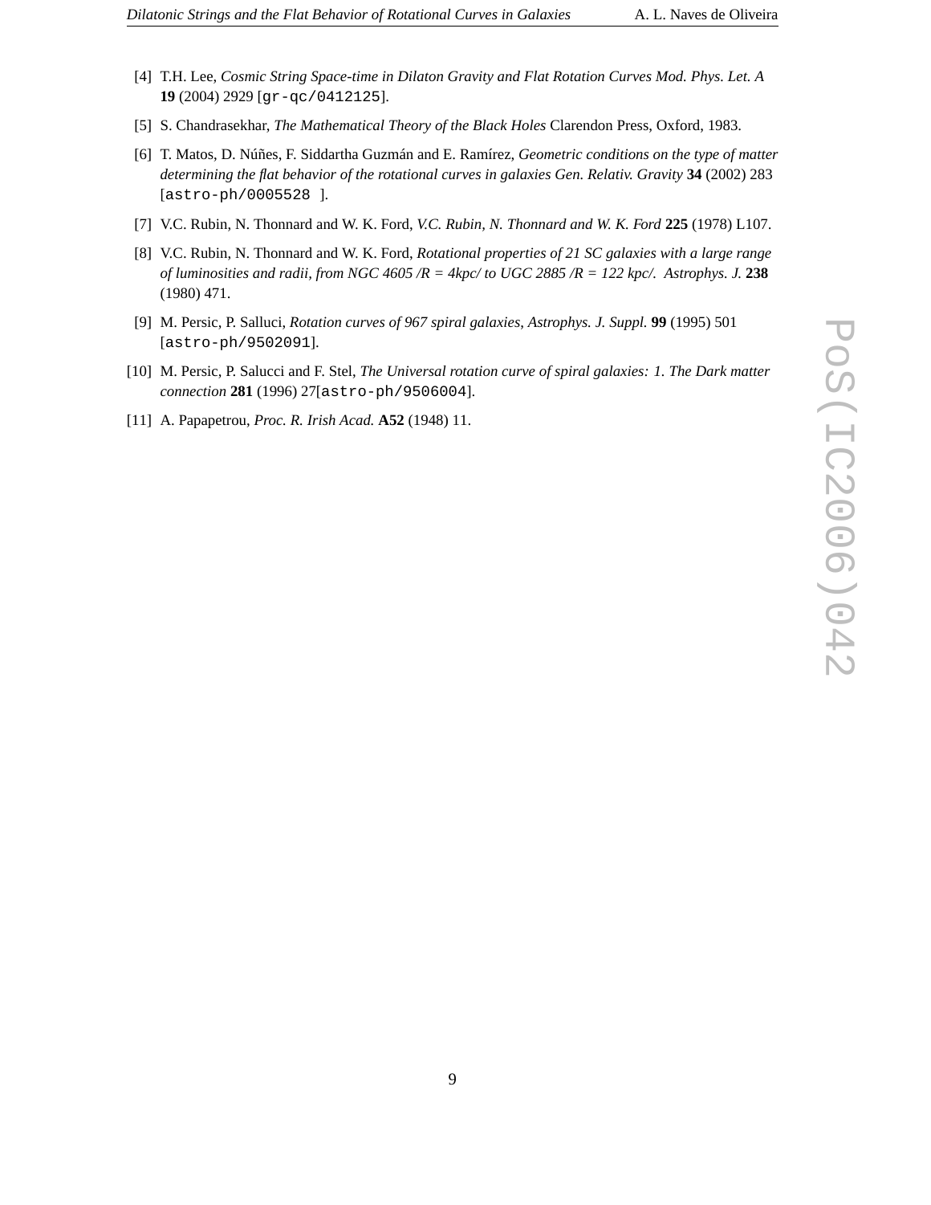[4] T.H. Lee, *Cosmic String Space-time in Dilaton Gravity and Flat Rotation Curves Mod. Phys. Let. A* **19** (2004) 2929 [gr-qc/0412125].

[5] S. Chandrasekhar, *The Mathematical Theory of the Black Holes* Clarendon Press, Oxford, 1983.

[6] T. Matos, D. Núñes, F. Siddartha Guzmán and E. Ramírez, *Geometric conditions on the type of matter determining the flat behavior of the rotational curves in galaxies Gen. Relativ. Gravity* **34** (2002) 283 [astro-ph/0005528 ].

[7] V.C. Rubin, N. Thonnard and W. K. Ford, *V.C. Rubin, N. Thonnard and W. K. Ford* **225** (1978) L107.

[8] V.C. Rubin, N. Thonnard and W. K. Ford, *Rotational properties of 21 SC galaxies with a large range of luminosities and radii, from NGC 4605 /R = 4kpc/ to UGC 2885 /R = 122 kpc/. Astrophys. J.* **238** (1980) 471.

[9] M. Persic, P. Salluci, *Rotation curves of 967 spiral galaxies, Astrophys. J. Suppl.* **99** (1995) 501 [astro-ph/9502091].

[10] M. Persic, P. Salucci and F. Stel, *The Universal rotation curve of spiral galaxies: 1. The Dark matter connection* **281** (1996) 27[astro-ph/9506004].

[11] A. Papapetrou, *Proc. R. Irish Acad.* **A52** (1948) 11.